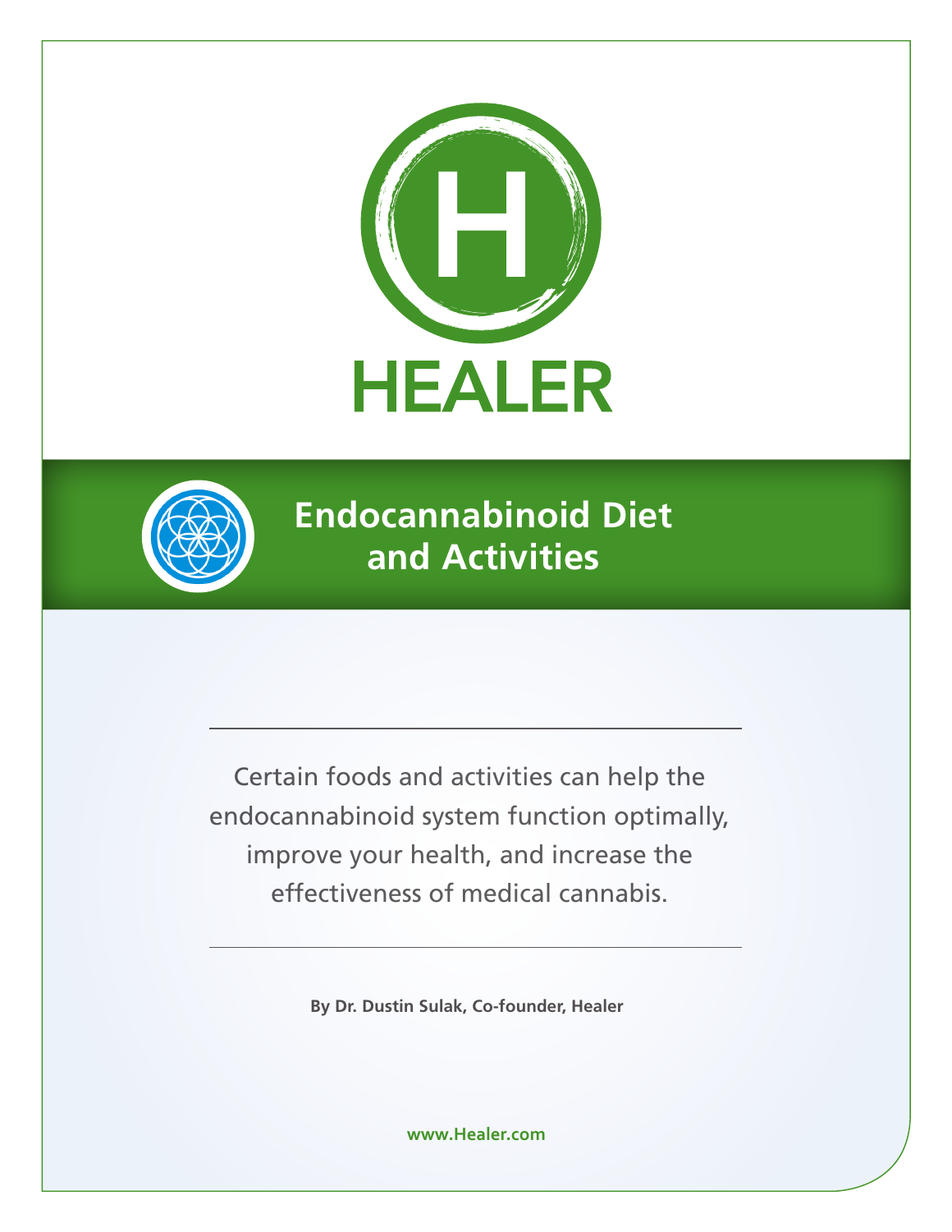HEALER

# Endocannabinoid Diet and Activities

Certain foods and activities can help the endocannabinoid system function optimally, improve your health, and increase the effectiveness of medical cannabis.

**By Dr. Dustin Sulak, Co-founder, Healer**

www.Healer.com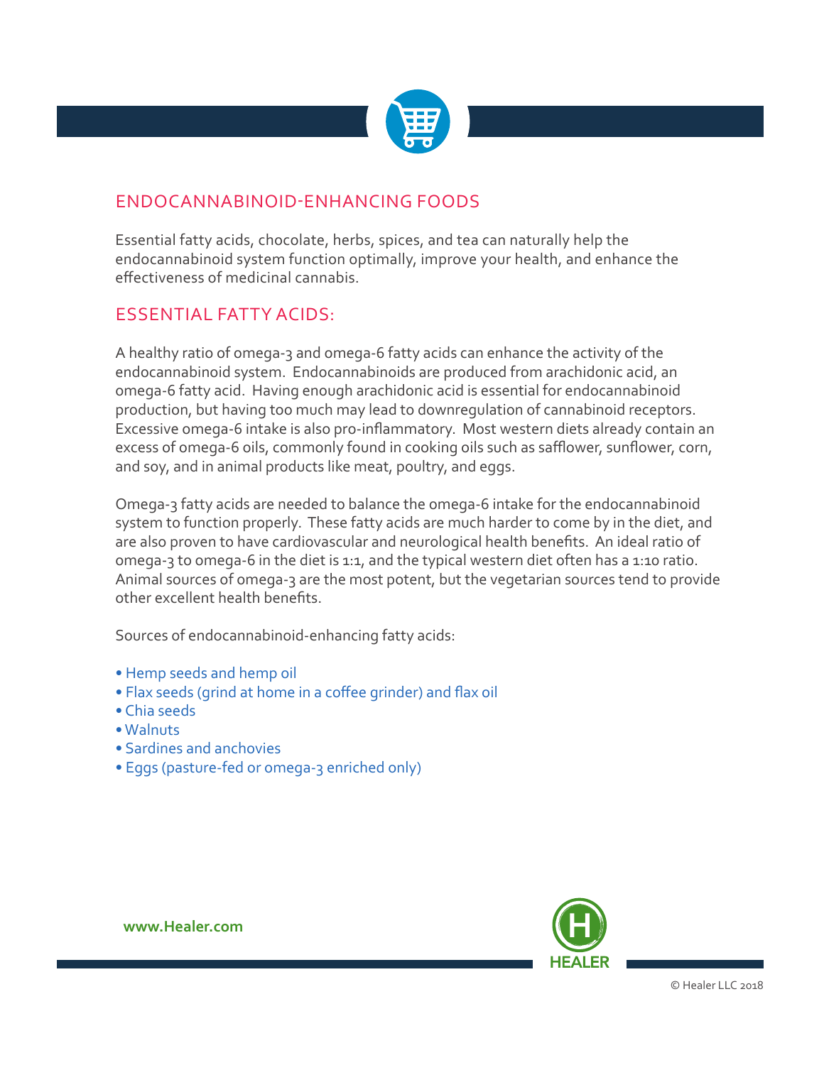## ENDOCANNABINOID-ENHANCING FOODS

Essential fatty acids, chocolate, herbs, spices, and tea can naturally help the endocannabinoid system function optimally, improve your health, and enhance the effectiveness of medicinal cannabis.

## ESSENTIAL FATTY ACIDS:

A healthy ratio of omega-3 and omega-6 fatty acids can enhance the activity of the endocannabinoid system. Endocannabinoids are produced from arachidonic acid, an omega-6 fatty acid. Having enough arachidonic acid is essential for endocannabinoid production, but having too much may lead to downregulation of cannabinoid receptors. Excessive omega-6 intake is also pro-inflammatory. Most western diets already contain an excess of omega-6 oils, commonly found in cooking oils such as safflower, sunflower, corn, and soy, and in animal products like meat, poultry, and eggs.

Omega-3 fatty acids are needed to balance the omega-6 intake for the endocannabinoid system to function properly. These fatty acids are much harder to come by in the diet, and are also proven to have cardiovascular and neurological health benefits. An ideal ratio of omega-3 to omega-6 in the diet is 1:1, and the typical western diet often has a 1:10 ratio. Animal sources of omega-3 are the most potent, but the vegetarian sources tend to provide other excellent health benefits.

Sources of endocannabinoid-enhancing fatty acids:

- Hemp seeds and hemp oil
- Flax seeds (grind at home in a coffee grinder) and flax oil
- Chia seeds
- Walnuts
- Sardines and anchovies
- Eggs (pasture-fed or omega-3 enriched only)

www.Healer.com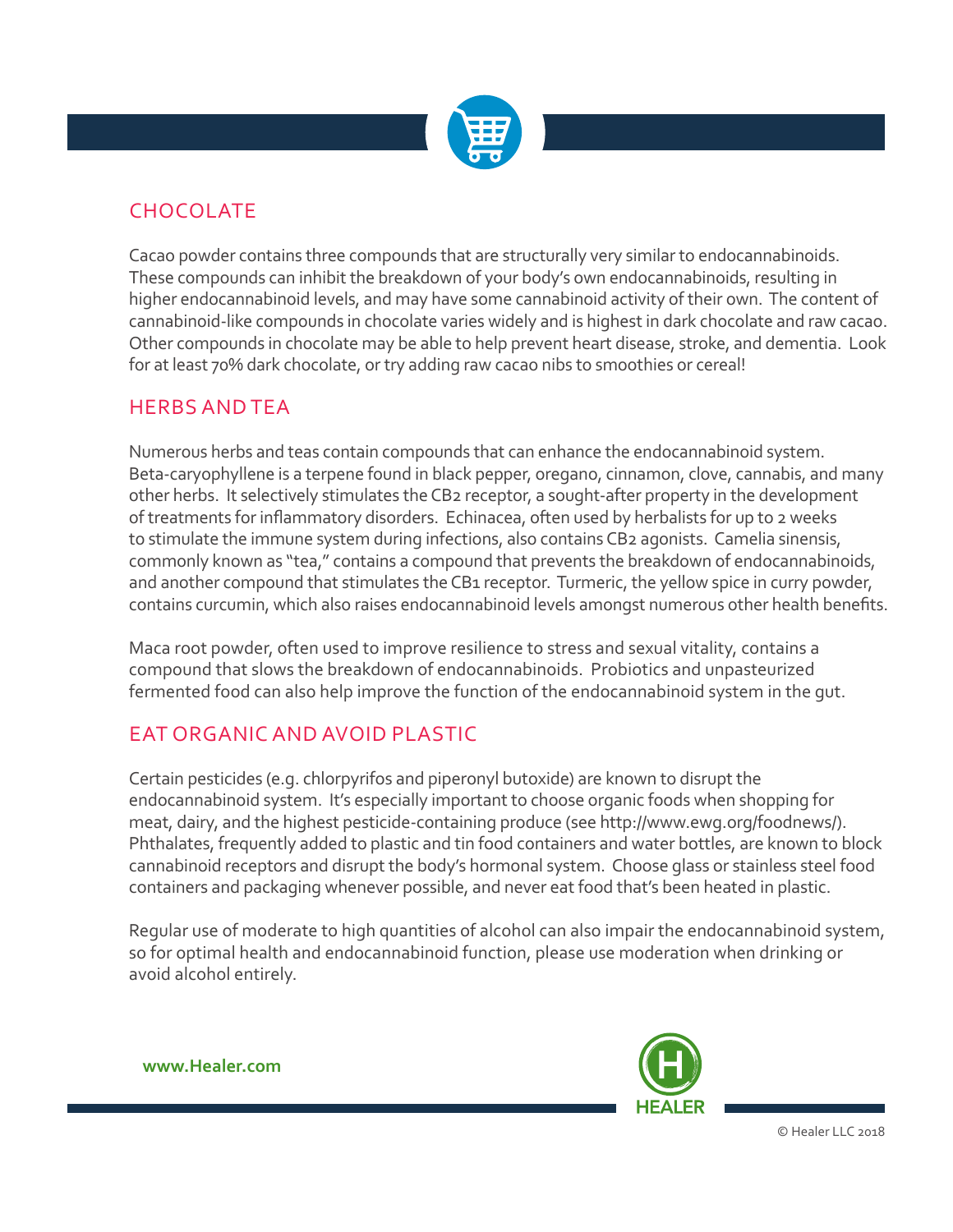## CHOCOLATE

Cacao powder contains three compounds that are structurally very similar to endocannabinoids. These compounds can inhibit the breakdown of your body's own endocannabinoids, resulting in higher endocannabinoid levels, and may have some cannabinoid activity of their own. The content of cannabinoid-like compounds in chocolate varies widely and is highest in dark chocolate and raw cacao. Other compounds in chocolate may be able to help prevent heart disease, stroke, and dementia. Look for at least 70% dark chocolate, or try adding raw cacao nibs to smoothies or cereal!

## HERBS AND TEA

Numerous herbs and teas contain compounds that can enhance the endocannabinoid system. Beta-caryophyllene is a terpene found in black pepper, oregano, cinnamon, clove, cannabis, and many other herbs. It selectively stimulates the CB2 receptor, a sought-after property in the development of treatments for inflammatory disorders. Echinacea, often used by herbalists for up to 2 weeks to stimulate the immune system during infections, also contains CB2 agonists. Camelia sinensis, commonly known as "tea," contains a compound that prevents the breakdown of endocannabinoids, and another compound that stimulates the CB1 receptor. Turmeric, the yellow spice in curry powder, contains curcumin, which also raises endocannabinoid levels amongst numerous other health benefits.

Maca root powder, often used to improve resilience to stress and sexual vitality, contains a compound that slows the breakdown of endocannabinoids. Probiotics and unpasteurized fermented food can also help improve the function of the endocannabinoid system in the gut.

## EAT ORGANIC AND AVOID PLASTIC

Certain pesticides (e.g. chlorpyrifos and piperonyl butoxide) are known to disrupt the endocannabinoid system. It's especially important to choose organic foods when shopping for meat, dairy, and the highest pesticide-containing produce (see http://www.ewg.org/foodnews/). Phthalates, frequently added to plastic and tin food containers and water bottles, are known to block cannabinoid receptors and disrupt the body's hormonal system. Choose glass or stainless steel food containers and packaging whenever possible, and never eat food that's been heated in plastic.

Regular use of moderate to high quantities of alcohol can also impair the endocannabinoid system, so for optimal health and endocannabinoid function, please use moderation when drinking or avoid alcohol entirely.

**www.Healer.com**

HEALER

© Healer LLC 2018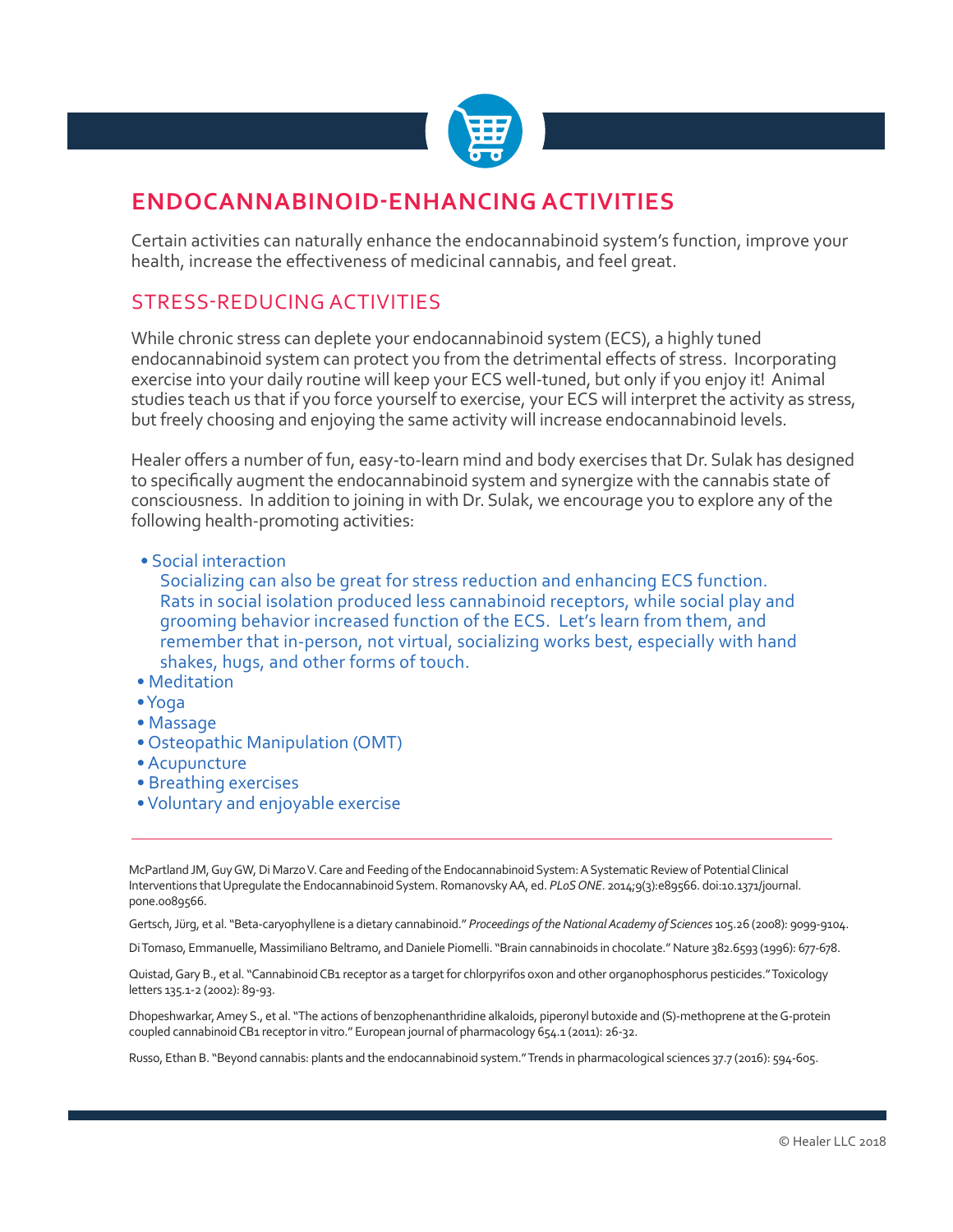## ENDOCANNABINOID-ENHANCING ACTIVITIES

Certain activities can naturally enhance the endocannabinoid system's function, improve your health, increase the effectiveness of medicinal cannabis, and feel great.

### STRESS-REDUCING ACTIVITIES

While chronic stress can deplete your endocannabinoid system (ECS), a highly tuned endocannabinoid system can protect you from the detrimental effects of stress. Incorporating exercise into your daily routine will keep your ECS well-tuned, but only if you enjoy it! Animal studies teach us that if you force yourself to exercise, your ECS will interpret the activity as stress, but freely choosing and enjoying the same activity will increase endocannabinoid levels.

Healer offers a number of fun, easy-to-learn mind and body exercises that Dr. Sulak has designed to specifically augment the endocannabinoid system and synergize with the cannabis state of consciousness. In addition to joining in with Dr. Sulak, we encourage you to explore any of the following health-promoting activities:

- Social interaction
  Socializing can also be great for stress reduction and enhancing ECS function. Rats in social isolation produced less cannabinoid receptors, while social play and grooming behavior increased function of the ECS. Let's learn from them, and remember that in-person, not virtual, socializing works best, especially with hand shakes, hugs, and other forms of touch.
- Meditation
- Yoga
- Massage
- Osteopathic Manipulation (OMT)
- Acupuncture
- Breathing exercises
- Voluntary and enjoyable exercise

---

McPartland JM, Guy GW, Di Marzo V. Care and Feeding of the Endocannabinoid System: A Systematic Review of Potential Clinical Interventions that Upregulate the Endocannabinoid System. Romanovsky AA, ed. *PLoS ONE*. 2014;9(3):e89566. doi:10.1371/journal.pone.0089566.

Gertsch, Jürg, et al. "Beta-caryophyllene is a dietary cannabinoid." *Proceedings of the National Academy of Sciences* 105.26 (2008): 9099-9104.

Di Tomaso, Emmanuelle, Massimiliano Beltramo, and Daniele Piomelli. "Brain cannabinoids in chocolate." Nature 382.6593 (1996): 677-678.

Quistad, Gary B., et al. "Cannabinoid CB1 receptor as a target for chlorpyrifos oxon and other organophosphorus pesticides." Toxicology letters 135.1-2 (2002): 89-93.

Dhopeshwarkar, Amey S., et al. "The actions of benzophenanthridine alkaloids, piperonyl butoxide and (S)-methoprene at the G-protein coupled cannabinoid CB1 receptor in vitro." European journal of pharmacology 654.1 (2011): 26-32.

Russo, Ethan B. "Beyond cannabis: plants and the endocannabinoid system." Trends in pharmacological sciences 37.7 (2016): 594-605.

© Healer LLC 2018